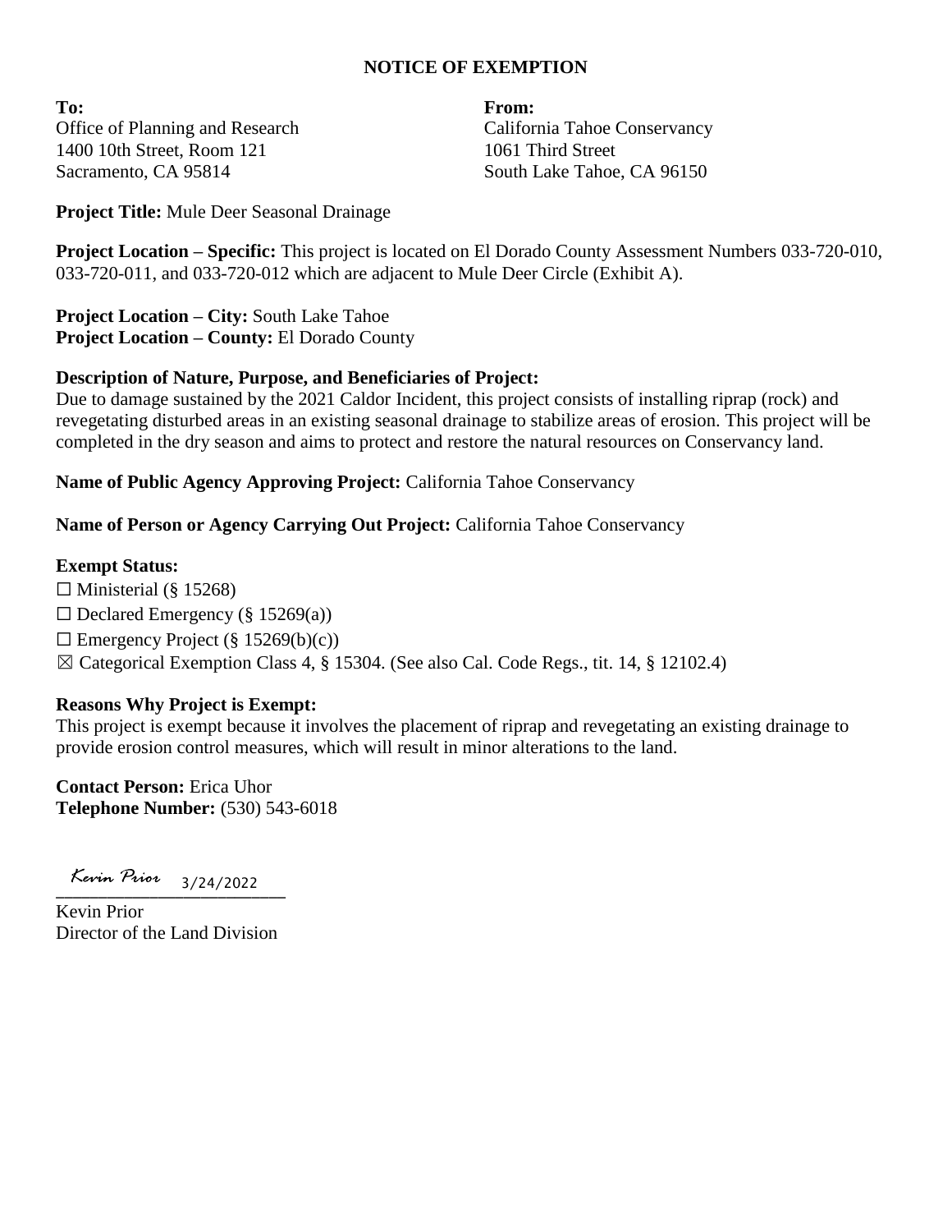# NOTICE OF EXEMPTION

**To:**
Office of Planning and Research
1400 10th Street, Room 121
Sacramento, CA 95814

**From:**
California Tahoe Conservancy
1061 Third Street
South Lake Tahoe, CA 96150

**Project Title:** Mule Deer Seasonal Drainage

**Project Location – Specific:** This project is located on El Dorado County Assessment Numbers 033-720-010, 033-720-011, and 033-720-012 which are adjacent to Mule Deer Circle (Exhibit A).

**Project Location – City:** South Lake Tahoe
**Project Location – County:** El Dorado County

**Description of Nature, Purpose, and Beneficiaries of Project:**
Due to damage sustained by the 2021 Caldor Incident, this project consists of installing riprap (rock) and revegetating disturbed areas in an existing seasonal drainage to stabilize areas of erosion. This project will be completed in the dry season and aims to protect and restore the natural resources on Conservancy land.

**Name of Public Agency Approving Project:** California Tahoe Conservancy

**Name of Person or Agency Carrying Out Project:** California Tahoe Conservancy

**Exempt Status:**
☐ Ministerial (§ 15268)
☐ Declared Emergency (§ 15269(a))
☐ Emergency Project (§ 15269(b)(c))
☒ Categorical Exemption Class 4, § 15304. (See also Cal. Code Regs., tit. 14, § 12102.4)

**Reasons Why Project is Exempt:**
This project is exempt because it involves the placement of riprap and revegetating an existing drainage to provide erosion control measures, which will result in minor alterations to the land.

**Contact Person:** Erica Uhor
**Telephone Number:** (530) 543-6018

*Kevin Prior* 3/24/2022
\_\_\_\_\_\_\_\_\_\_\_\_\_\_\_\_\_\_\_\_\_\_\_\_\_
Kevin Prior
Director of the Land Division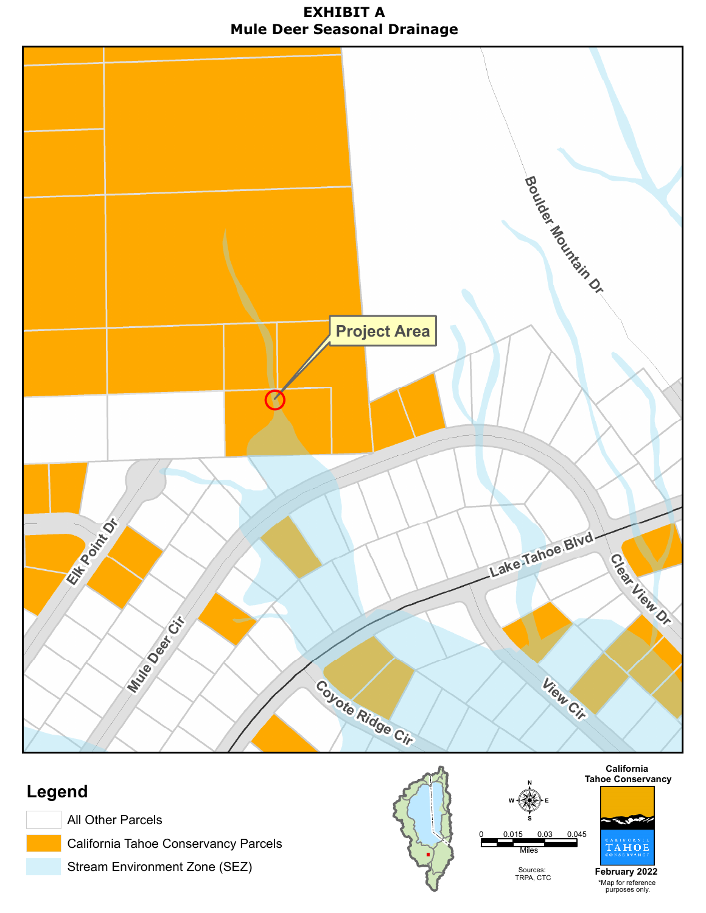# EXHIBIT A

## Mule Deer Seasonal Drainage

Project Area

Boulder Mountain Dr

Elk Point Dr

Mule Deer Cir

Lake Tahoe Blvd

Clear View Dr

Coyote Ridge Cir

View Cir

## Legend

All Other Parcels

California Tahoe Conservancy Parcels

Stream Environment Zone (SEZ)

N

W E

S

0 0.015 0.03 0.045

Miles

Sources:
TRPA, CTC

California
Tahoe Conservancy

CALIFORNIA
TAHOE
CONSERVANCY

February 2022

*Map for reference purposes only.